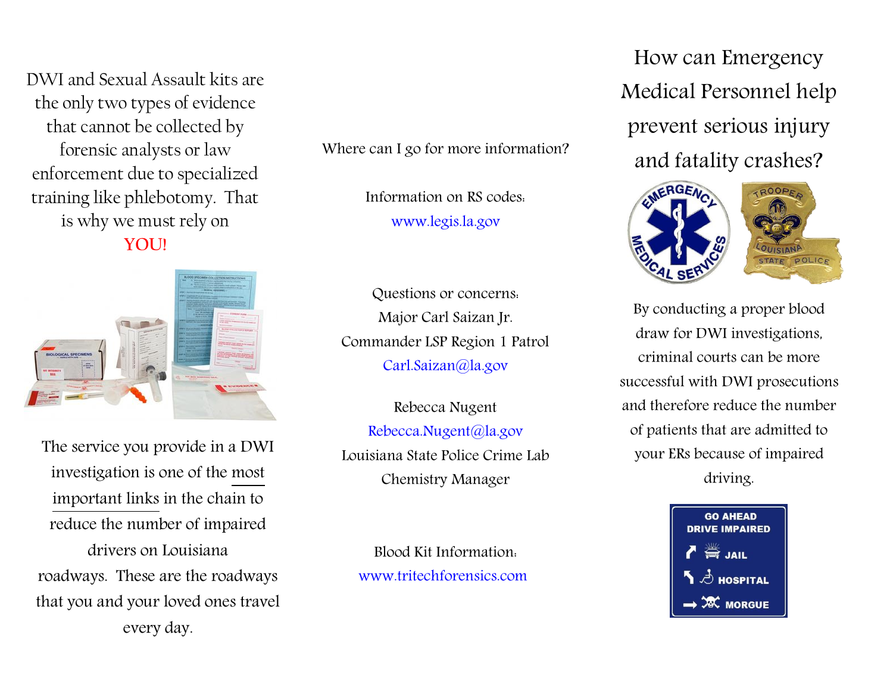DWI and Sexual Assault kits are the only two types of evidence that cannot be collected by forensic analysts or law enforcement due to specialized training like phlebotomy. That is why we must rely on YOU!

The service you provide in a DWI investigation is one of the most important links in the chain to reduce the number of impaired drivers on Louisiana roadways. These are the roadways that you and your loved ones travel every day.

Where can I go for more information?

Information on RS codes:
www.legis.la.gov

Questions or concerns:
Major Carl Saizan Jr.
Commander LSP Region 1 Patrol
Carl.Saizan@la.gov

Rebecca Nugent
Rebecca.Nugent@la.gov
Louisiana State Police Crime Lab
Chemistry Manager

Blood Kit Information:
www.tritechforensics.com

# How can Emergency Medical Personnel help prevent serious injury and fatality crashes?

By conducting a proper blood draw for DWI investigations, criminal courts can be more successful with DWI prosecutions and therefore reduce the number of patients that are admitted to your ERs because of impaired driving.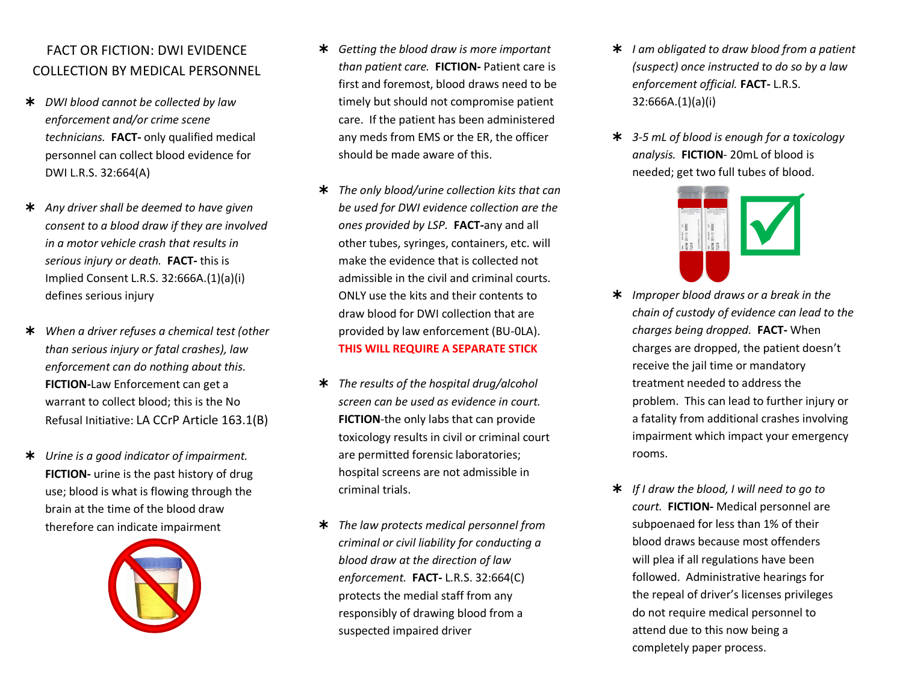# FACT OR FICTION: DWI EVIDENCE COLLECTION BY MEDICAL PERSONNEL

* *DWI blood cannot be collected by law enforcement and/or crime scene technicians.* **FACT-** only qualified medical personnel can collect blood evidence for DWI L.R.S. 32:664(A)

* *Any driver shall be deemed to have given consent to a blood draw if they are involved in a motor vehicle crash that results in serious injury or death.* **FACT-** this is Implied Consent L.R.S. 32:666A.(1)(a)(i) defines serious injury

* *When a driver refuses a chemical test (other than serious injury or fatal crashes), law enforcement can do nothing about this.* **FICTION-**Law Enforcement can get a warrant to collect blood; this is the No Refusal Initiative: LA CCrP Article 163.1(B)

* *Urine is a good indicator of impairment.* **FICTION-** urine is the past history of drug use; blood is what is flowing through the brain at the time of the blood draw therefore can indicate impairment

* *Getting the blood draw is more important than patient care.* **FICTION-** Patient care is first and foremost, blood draws need to be timely but should not compromise patient care. If the patient has been administered any meds from EMS or the ER, the officer should be made aware of this.

* *The only blood/urine collection kits that can be used for DWI evidence collection are the ones provided by LSP.* **FACT-**any and all other tubes, syringes, containers, etc. will make the evidence that is collected not admissible in the civil and criminal courts. ONLY use the kits and their contents to draw blood for DWI collection that are provided by law enforcement (BU-0LA). **THIS WILL REQUIRE A SEPARATE STICK**

* *The results of the hospital drug/alcohol screen can be used as evidence in court.* **FICTION**-the only labs that can provide toxicology results in civil or criminal court are permitted forensic laboratories; hospital screens are not admissible in criminal trials.

* *The law protects medical personnel from criminal or civil liability for conducting a blood draw at the direction of law enforcement.* **FACT-** L.R.S. 32:664(C) protects the medial staff from any responsibly of drawing blood from a suspected impaired driver

* *I am obligated to draw blood from a patient (suspect) once instructed to do so by a law enforcement official.* **FACT-** L.R.S. 32:666A.(1)(a)(i)

* *3-5 mL of blood is enough for a toxicology analysis.* **FICTION**- 20mL of blood is needed; get two full tubes of blood.

* *Improper blood draws or a break in the chain of custody of evidence can lead to the charges being dropped.* **FACT-** When charges are dropped, the patient doesn't receive the jail time or mandatory treatment needed to address the problem. This can lead to further injury or a fatality from additional crashes involving impairment which impact your emergency rooms.

* *If I draw the blood, I will need to go to court.* **FICTION-** Medical personnel are subpoenaed for less than 1% of their blood draws because most offenders will plea if all regulations have been followed. Administrative hearings for the repeal of driver's licenses privileges do not require medical personnel to attend due to this now being a completely paper process.